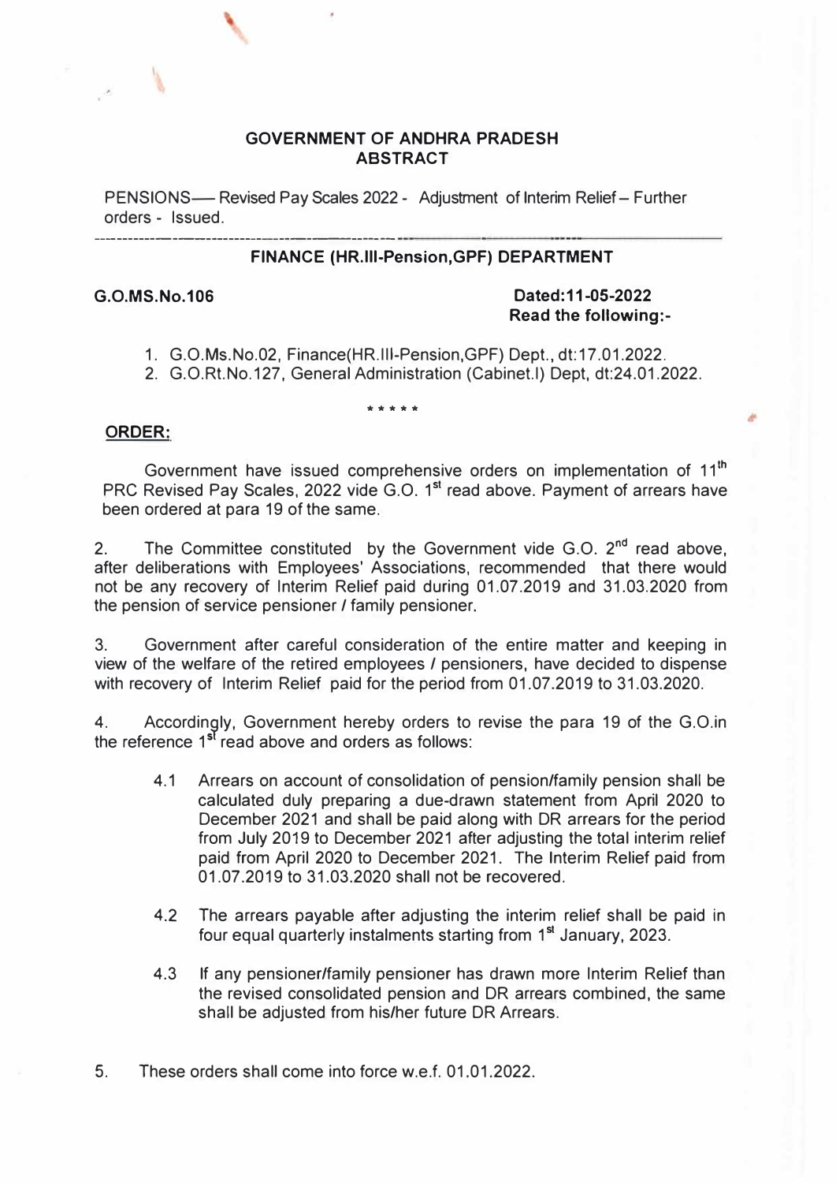## GOVERNMENT OF ANDHRA PRADESH
## ABSTRACT

PENSIONS— Revised Pay Scales 2022 - Adjustment of Interim Relief – Further orders - Issued.

---

### FINANCE (HR.III-Pension,GPF) DEPARTMENT

**G.O.MS.No.106** **Dated:11-05-2022**
**Read the following:-**

1. G.O.Ms.No.02, Finance(HR.III-Pension,GPF) Dept., dt:17.01.2022.
2. G.O.Rt.No.127, General Administration (Cabinet.I) Dept, dt:24.01.2022.

\* \* \* \* \*

**ORDER:**

Government have issued comprehensive orders on implementation of 11th PRC Revised Pay Scales, 2022 vide G.O. 1st read above. Payment of arrears have been ordered at para 19 of the same.

2. The Committee constituted by the Government vide G.O. 2nd read above, after deliberations with Employees' Associations, recommended that there would not be any recovery of Interim Relief paid during 01.07.2019 and 31.03.2020 from the pension of service pensioner / family pensioner.

3. Government after careful consideration of the entire matter and keeping in view of the welfare of the retired employees / pensioners, have decided to dispense with recovery of Interim Relief paid for the period from 01.07.2019 to 31.03.2020.

4. Accordingly, Government hereby orders to revise the para 19 of the G.O.in the reference 1st read above and orders as follows:

4.1 Arrears on account of consolidation of pension/family pension shall be calculated duly preparing a due-drawn statement from April 2020 to December 2021 and shall be paid along with DR arrears for the period from July 2019 to December 2021 after adjusting the total interim relief paid from April 2020 to December 2021. The Interim Relief paid from 01.07.2019 to 31.03.2020 shall not be recovered.

4.2 The arrears payable after adjusting the interim relief shall be paid in four equal quarterly instalments starting from 1st January, 2023.

4.3 If any pensioner/family pensioner has drawn more Interim Relief than the revised consolidated pension and DR arrears combined, the same shall be adjusted from his/her future DR Arrears.

5. These orders shall come into force w.e.f. 01.01.2022.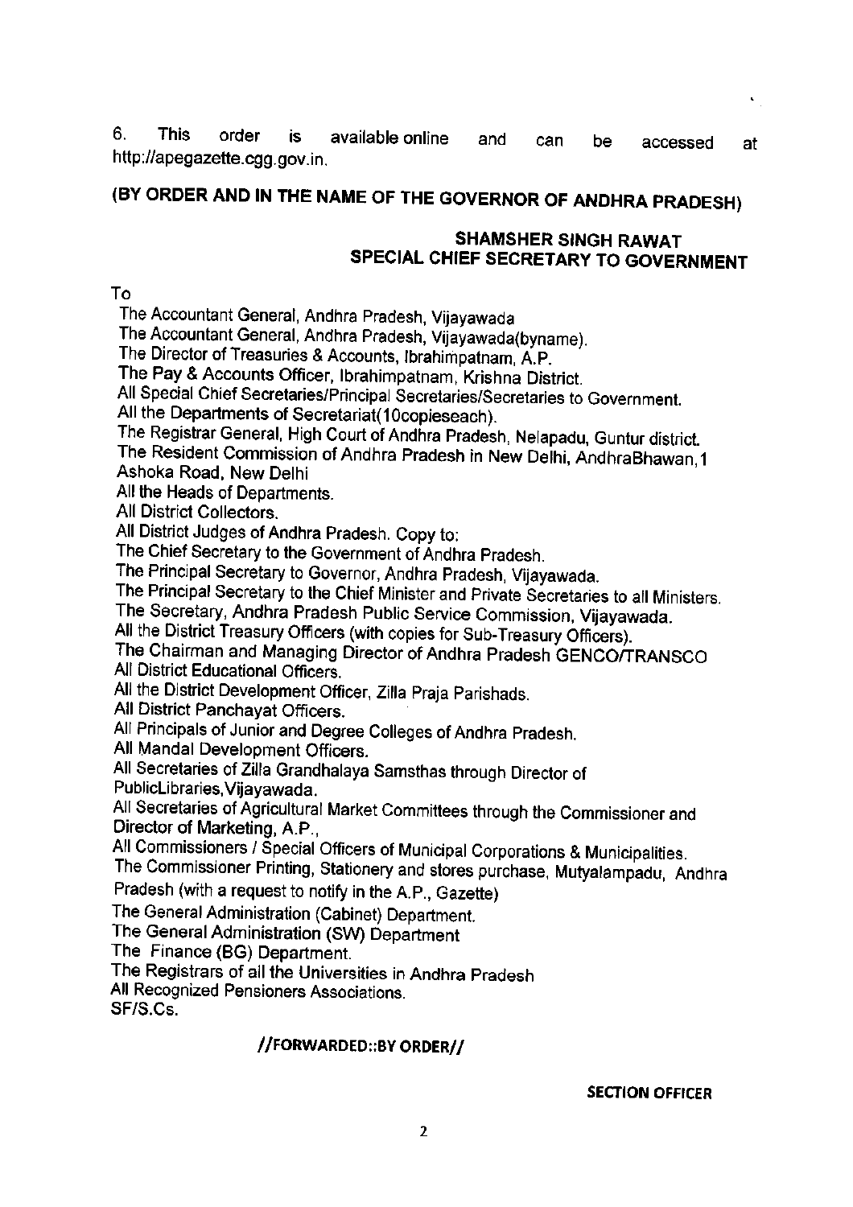6. This order is available online and can be accessed at http://apegazette.cgg.gov.in.

**(BY ORDER AND IN THE NAME OF THE GOVERNOR OF ANDHRA PRADESH)**

**SHAMSHER SINGH RAWAT**
**SPECIAL CHIEF SECRETARY TO GOVERNMENT**

To

The Accountant General, Andhra Pradesh, Vijayawada
The Accountant General, Andhra Pradesh, Vijayawada(byname).
The Director of Treasuries & Accounts, Ibrahimpatnam, A.P.
The Pay & Accounts Officer, Ibrahimpatnam, Krishna District.
All Special Chief Secretaries/Principal Secretaries/Secretaries to Government.
All the Departments of Secretariat(10copieseach).
The Registrar General, High Court of Andhra Pradesh, Nelapadu, Guntur district.
The Resident Commission of Andhra Pradesh in New Delhi, AndhraBhawan,1 Ashoka Road, New Delhi
All the Heads of Departments.
All District Collectors.
All District Judges of Andhra Pradesh. Copy to:
The Chief Secretary to the Government of Andhra Pradesh.
The Principal Secretary to Governor, Andhra Pradesh, Vijayawada.
The Principal Secretary to the Chief Minister and Private Secretaries to all Ministers.
The Secretary, Andhra Pradesh Public Service Commission, Vijayawada.
All the District Treasury Officers (with copies for Sub-Treasury Officers).
The Chairman and Managing Director of Andhra Pradesh GENCO/TRANSCO
All District Educational Officers.
All the District Development Officer, Zilla Praja Parishads.
All District Panchayat Officers.
All Principals of Junior and Degree Colleges of Andhra Pradesh.
All Mandal Development Officers.
All Secretaries of Zilla Grandhalaya Samsthas through Director of PublicLibraries,Vijayawada.
All Secretaries of Agricultural Market Committees through the Commissioner and Director of Marketing, A.P.,
All Commissioners / Special Officers of Municipal Corporations & Municipalities.
The Commissioner Printing, Stationery and stores purchase, Mutyalampadu, Andhra Pradesh (with a request to notify in the A.P., Gazette)
The General Administration (Cabinet) Department.
The General Administration (SW) Department
The Finance (BG) Department.
The Registrars of all the Universities in Andhra Pradesh
All Recognized Pensioners Associations.
SF/S.Cs.

**//FORWARDED::BY ORDER//**

**SECTION OFFICER**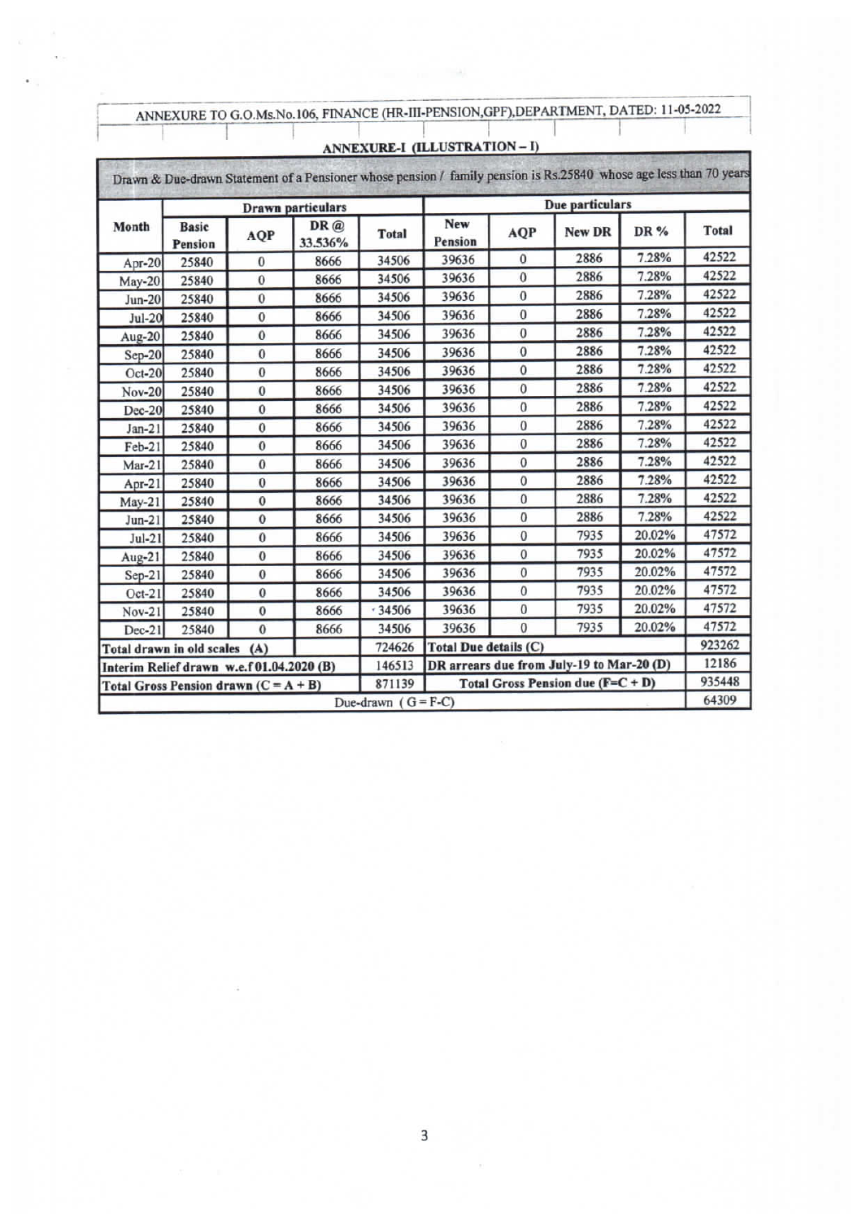ANNEXURE TO G.O.Ms.No.106, FINANCE (HR-III-PENSION,GPF),DEPARTMENT, DATED: 11-05-2022

## ANNEXURE-I (ILLUSTRATION – I)

Drawn & Due-drawn Statement of a Pensioner whose pension / family pension is Rs.25840 whose age less than 70 years

| Month | Drawn particulars | | | | Due particulars | | | | |
|---|---|---|---|---|---|---|---|---|---|
| | Basic Pension | AQP | DR @ 33.536% | Total | New Pension | AQP | New DR | DR % | Total |
| Apr-20 | 25840 | 0 | 8666 | 34506 | 39636 | 0 | 2886 | 7.28% | 42522 |
| May-20 | 25840 | 0 | 8666 | 34506 | 39636 | 0 | 2886 | 7.28% | 42522 |
| Jun-20 | 25840 | 0 | 8666 | 34506 | 39636 | 0 | 2886 | 7.28% | 42522 |
| Jul-20 | 25840 | 0 | 8666 | 34506 | 39636 | 0 | 2886 | 7.28% | 42522 |
| Aug-20 | 25840 | 0 | 8666 | 34506 | 39636 | 0 | 2886 | 7.28% | 42522 |
| Sep-20 | 25840 | 0 | 8666 | 34506 | 39636 | 0 | 2886 | 7.28% | 42522 |
| Oct-20 | 25840 | 0 | 8666 | 34506 | 39636 | 0 | 2886 | 7.28% | 42522 |
| Nov-20 | 25840 | 0 | 8666 | 34506 | 39636 | 0 | 2886 | 7.28% | 42522 |
| Dec-20 | 25840 | 0 | 8666 | 34506 | 39636 | 0 | 2886 | 7.28% | 42522 |
| Jan-21 | 25840 | 0 | 8666 | 34506 | 39636 | 0 | 2886 | 7.28% | 42522 |
| Feb-21 | 25840 | 0 | 8666 | 34506 | 39636 | 0 | 2886 | 7.28% | 42522 |
| Mar-21 | 25840 | 0 | 8666 | 34506 | 39636 | 0 | 2886 | 7.28% | 42522 |
| Apr-21 | 25840 | 0 | 8666 | 34506 | 39636 | 0 | 2886 | 7.28% | 42522 |
| May-21 | 25840 | 0 | 8666 | 34506 | 39636 | 0 | 2886 | 7.28% | 42522 |
| Jun-21 | 25840 | 0 | 8666 | 34506 | 39636 | 0 | 2886 | 7.28% | 42522 |
| Jul-21 | 25840 | 0 | 8666 | 34506 | 39636 | 0 | 7935 | 20.02% | 47572 |
| Aug-21 | 25840 | 0 | 8666 | 34506 | 39636 | 0 | 7935 | 20.02% | 47572 |
| Sep-21 | 25840 | 0 | 8666 | 34506 | 39636 | 0 | 7935 | 20.02% | 47572 |
| Oct-21 | 25840 | 0 | 8666 | 34506 | 39636 | 0 | 7935 | 20.02% | 47572 |
| Nov-21 | 25840 | 0 | 8666 | 34506 | 39636 | 0 | 7935 | 20.02% | 47572 |
| Dec-21 | 25840 | 0 | 8666 | 34506 | 39636 | 0 | 7935 | 20.02% | 47572 |
| Total drawn in old scales (A) | | | | 724626 | Total Due details (C) | | | | 923262 |
| Interim Relief drawn w.e.f 01.04.2020 (B) | | | | 146513 | DR arrears due from July-19 to Mar-20 (D) | | | | 12186 |
| Total Gross Pension drawn (C = A + B) | | | | 871139 | Total Gross Pension due (F=C + D) | | | | 935448 |
| Due-drawn ( G = F-C) | | | | | | | | | 64309 |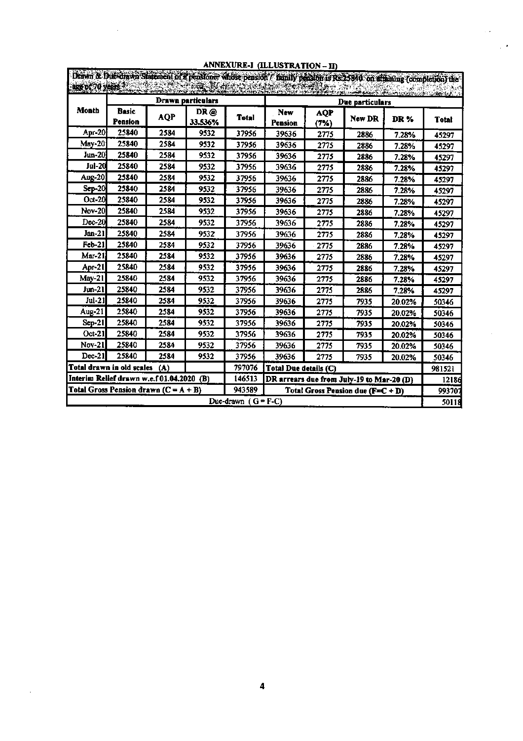## ANNEXURE-I (ILLUSTRATION – II)

| Drawn & Due-drawn Statement of a pensioner whose pension / family pension is Rs.25840 on attaining (completion) the age of 70 years | | | | | | | | | |
|---|---|---|---|---|---|---|---|---|---|
| Month | Drawn particulars | | | | Due particulars | | | | |
| | Basic Pension | AQP | DR @ 33.536% | Total | New Pension | AQP (7%) | New DR | DR % | Total |
| Apr-20 | 25840 | 2584 | 9532 | 37956 | 39636 | 2775 | 2886 | 7.28% | 45297 |
| May-20 | 25840 | 2584 | 9532 | 37956 | 39636 | 2775 | 2886 | 7.28% | 45297 |
| Jun-20 | 25840 | 2584 | 9532 | 37956 | 39636 | 2775 | 2886 | 7.28% | 45297 |
| Jul-20 | 25840 | 2584 | 9532 | 37956 | 39636 | 2775 | 2886 | 7.28% | 45297 |
| Aug-20 | 25840 | 2584 | 9532 | 37956 | 39636 | 2775 | 2886 | 7.28% | 45297 |
| Sep-20 | 25840 | 2584 | 9532 | 37956 | 39636 | 2775 | 2886 | 7.28% | 45297 |
| Oct-20 | 25840 | 2584 | 9532 | 37956 | 39636 | 2775 | 2886 | 7.28% | 45297 |
| Nov-20 | 25840 | 2584 | 9532 | 37956 | 39636 | 2775 | 2886 | 7.28% | 45297 |
| Dec-20 | 25840 | 2584 | 9532 | 37956 | 39636 | 2775 | 2886 | 7.28% | 45297 |
| Jan-21 | 25840 | 2584 | 9532 | 37956 | 39636 | 2775 | 2886 | 7.28% | 45297 |
| Feb-21 | 25840 | 2584 | 9532 | 37956 | 39636 | 2775 | 2886 | 7.28% | 45297 |
| Mar-21 | 25840 | 2584 | 9532 | 37956 | 39636 | 2775 | 2886 | 7.28% | 45297 |
| Apr-21 | 25840 | 2584 | 9532 | 37956 | 39636 | 2775 | 2886 | 7.28% | 45297 |
| May-21 | 25840 | 2584 | 9532 | 37956 | 39636 | 2775 | 2886 | 7.28% | 45297 |
| Jun-21 | 25840 | 2584 | 9532 | 37956 | 39636 | 2775 | 2886 | 7.28% | 45297 |
| Jul-21 | 25840 | 2584 | 9532 | 37956 | 39636 | 2775 | 7935 | 20.02% | 50346 |
| Aug-21 | 25840 | 2584 | 9532 | 37956 | 39636 | 2775 | 7935 | 20.02% | 50346 |
| Sep-21 | 25840 | 2584 | 9532 | 37956 | 39636 | 2775 | 7935 | 20.02% | 50346 |
| Oct-21 | 25840 | 2584 | 9532 | 37956 | 39636 | 2775 | 7935 | 20.02% | 50346 |
| Nov-21 | 25840 | 2584 | 9532 | 37956 | 39636 | 2775 | 7935 | 20.02% | 50346 |
| Dec-21 | 25840 | 2584 | 9532 | 37956 | 39636 | 2775 | 7935 | 20.02% | 50346 |
| Total drawn in old scales (A) | | | | 797076 | Total Due details (C) | | | | 981521 |
| Interim Relief drawn w.e.f 01.04.2020 (B) | | | | 146513 | DR arrears due from July-19 to Mar-20 (D) | | | | 12186 |
| Total Gross Pension drawn (C = A + B) | | | | 943589 | Total Gross Pension due (F=C + D) | | | | 993707 |
| Due-drawn ( G = F-C) | | | | | | | | | 50118 |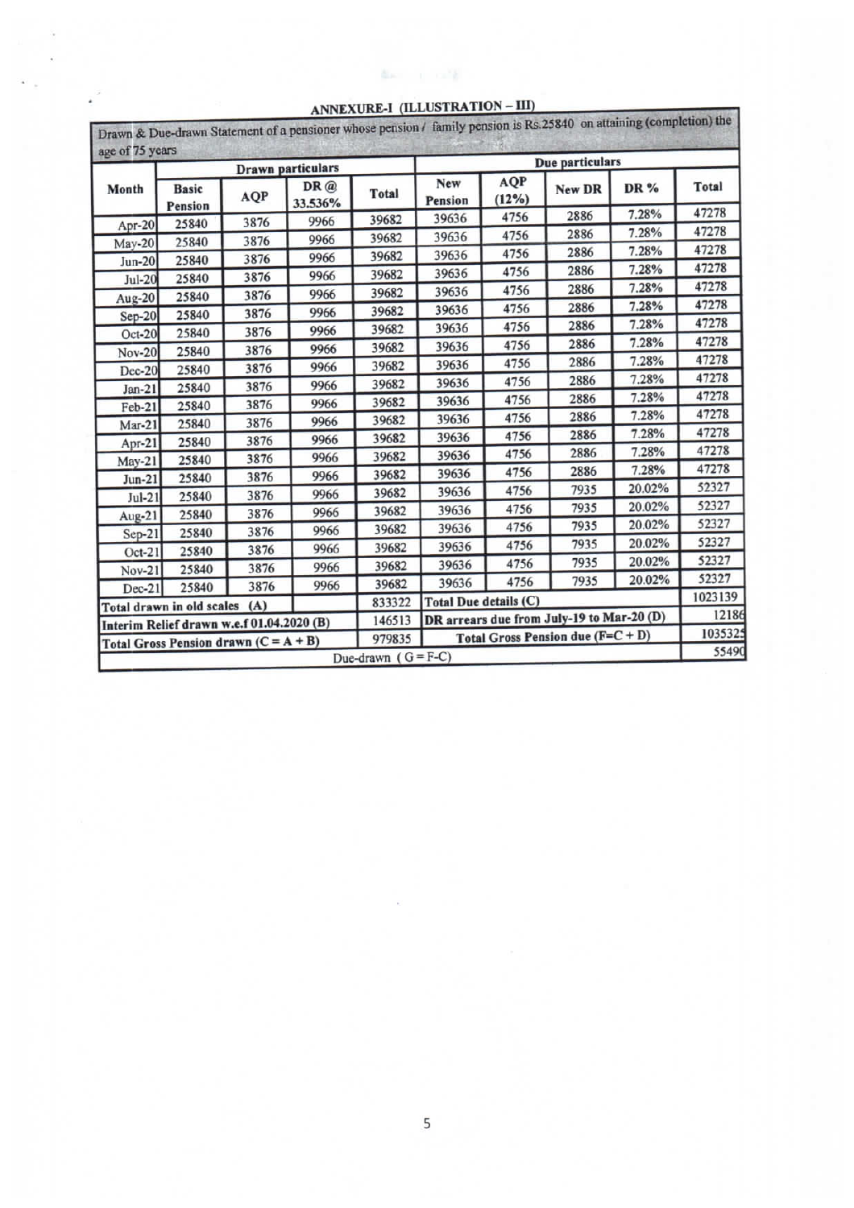## ANNEXURE-I (ILLUSTRATION – III)

| Drawn & Due-drawn Statement of a pensioner whose pension / family pension is Rs.25840 on attaining (completion) the age of 75 years | | | | | | | | | |
|---|---|---|---|---|---|---|---|---|---|
| Month | Drawn particulars | | | | Due particulars | | | | |
| | Basic Pension | AQP | DR @ 33.536% | Total | New Pension | AQP (12%) | New DR | DR % | Total |
| Apr-20 | 25840 | 3876 | 9966 | 39682 | 39636 | 4756 | 2886 | 7.28% | 47278 |
| May-20 | 25840 | 3876 | 9966 | 39682 | 39636 | 4756 | 2886 | 7.28% | 47278 |
| Jun-20 | 25840 | 3876 | 9966 | 39682 | 39636 | 4756 | 2886 | 7.28% | 47278 |
| Jul-20 | 25840 | 3876 | 9966 | 39682 | 39636 | 4756 | 2886 | 7.28% | 47278 |
| Aug-20 | 25840 | 3876 | 9966 | 39682 | 39636 | 4756 | 2886 | 7.28% | 47278 |
| Sep-20 | 25840 | 3876 | 9966 | 39682 | 39636 | 4756 | 2886 | 7.28% | 47278 |
| Oct-20 | 25840 | 3876 | 9966 | 39682 | 39636 | 4756 | 2886 | 7.28% | 47278 |
| Nov-20 | 25840 | 3876 | 9966 | 39682 | 39636 | 4756 | 2886 | 7.28% | 47278 |
| Dec-20 | 25840 | 3876 | 9966 | 39682 | 39636 | 4756 | 2886 | 7.28% | 47278 |
| Jan-21 | 25840 | 3876 | 9966 | 39682 | 39636 | 4756 | 2886 | 7.28% | 47278 |
| Feb-21 | 25840 | 3876 | 9966 | 39682 | 39636 | 4756 | 2886 | 7.28% | 47278 |
| Mar-21 | 25840 | 3876 | 9966 | 39682 | 39636 | 4756 | 2886 | 7.28% | 47278 |
| Apr-21 | 25840 | 3876 | 9966 | 39682 | 39636 | 4756 | 2886 | 7.28% | 47278 |
| May-21 | 25840 | 3876 | 9966 | 39682 | 39636 | 4756 | 2886 | 7.28% | 47278 |
| Jun-21 | 25840 | 3876 | 9966 | 39682 | 39636 | 4756 | 2886 | 7.28% | 47278 |
| Jul-21 | 25840 | 3876 | 9966 | 39682 | 39636 | 4756 | 7935 | 20.02% | 52327 |
| Aug-21 | 25840 | 3876 | 9966 | 39682 | 39636 | 4756 | 7935 | 20.02% | 52327 |
| Sep-21 | 25840 | 3876 | 9966 | 39682 | 39636 | 4756 | 7935 | 20.02% | 52327 |
| Oct-21 | 25840 | 3876 | 9966 | 39682 | 39636 | 4756 | 7935 | 20.02% | 52327 |
| Nov-21 | 25840 | 3876 | 9966 | 39682 | 39636 | 4756 | 7935 | 20.02% | 52327 |
| Dec-21 | 25840 | 3876 | 9966 | 39682 | 39636 | 4756 | 7935 | 20.02% | 52327 |
| Total drawn in old scales (A) | | | | 833322 | Total Due details (C) | | | | 1023139 |
| Interim Relief drawn w.e.f 01.04.2020 (B) | | | | 146513 | DR arrears due from July-19 to Mar-20 (D) | | | | 12186 |
| Total Gross Pension drawn (C = A + B) | | | | 979835 | Total Gross Pension due (F=C + D) | | | | 1035325 |
| Due-drawn ( G = F-C) | | | | | | | | | 55490 |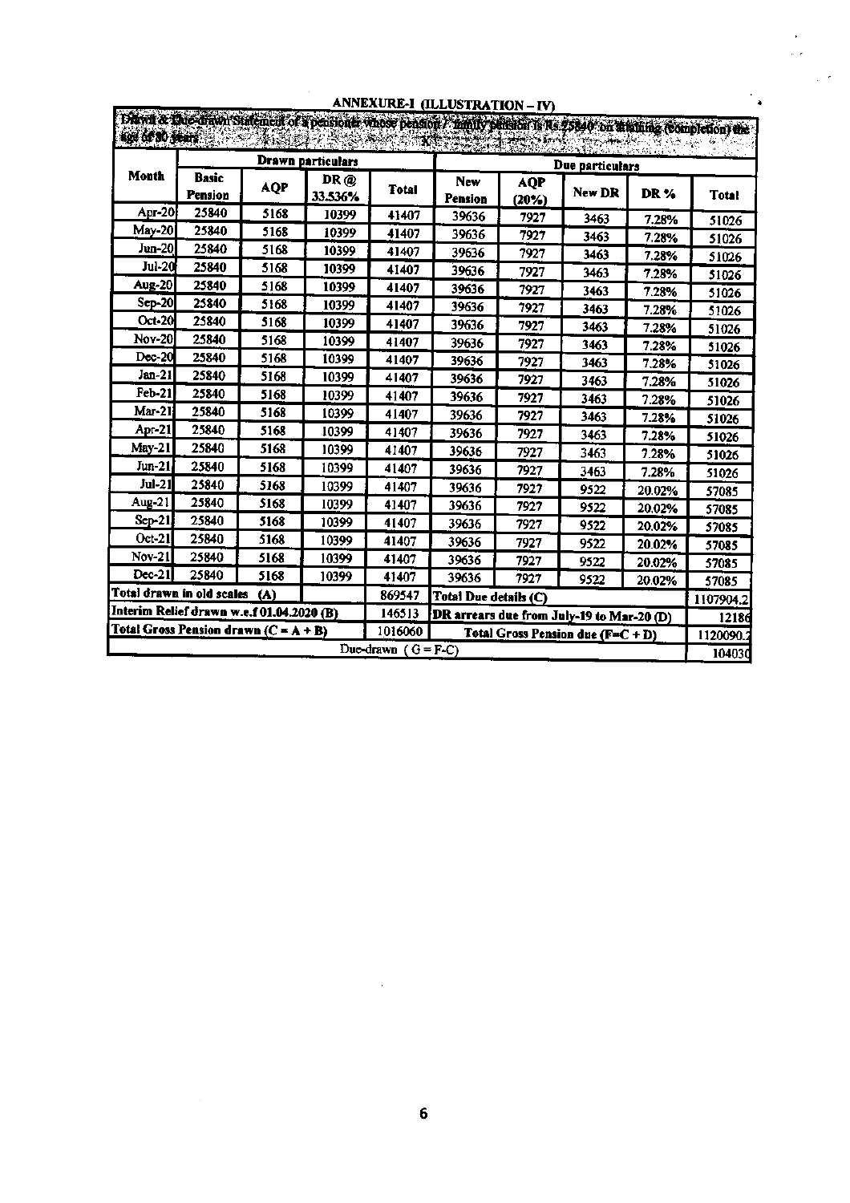## ANNEXURE-I (ILLUSTRATION – IV)

Drawn & Due-drawn Statement of a pensioner whose pension / family pension is Rs 25840 on attaining (completion) the age of 80 years

| Month | Drawn particulars | | | | Due particulars | | | | |
|---|---|---|---|---|---|---|---|---|---|
| | Basic Pension | AQP | DR @ 33.536% | Total | New Pension | AQP (20%) | New DR | DR % | Total |
| Apr-20 | 25840 | 5168 | 10399 | 41407 | 39636 | 7927 | 3463 | 7.28% | 51026 |
| May-20 | 25840 | 5168 | 10399 | 41407 | 39636 | 7927 | 3463 | 7.28% | 51026 |
| Jun-20 | 25840 | 5168 | 10399 | 41407 | 39636 | 7927 | 3463 | 7.28% | 51026 |
| Jul-20 | 25840 | 5168 | 10399 | 41407 | 39636 | 7927 | 3463 | 7.28% | 51026 |
| Aug-20 | 25840 | 5168 | 10399 | 41407 | 39636 | 7927 | 3463 | 7.28% | 51026 |
| Sep-20 | 25840 | 5168 | 10399 | 41407 | 39636 | 7927 | 3463 | 7.28% | 51026 |
| Oct-20 | 25840 | 5168 | 10399 | 41407 | 39636 | 7927 | 3463 | 7.28% | 51026 |
| Nov-20 | 25840 | 5168 | 10399 | 41407 | 39636 | 7927 | 3463 | 7.28% | 51026 |
| Dec-20 | 25840 | 5168 | 10399 | 41407 | 39636 | 7927 | 3463 | 7.28% | 51026 |
| Jan-21 | 25840 | 5168 | 10399 | 41407 | 39636 | 7927 | 3463 | 7.28% | 51026 |
| Feb-21 | 25840 | 5168 | 10399 | 41407 | 39636 | 7927 | 3463 | 7.28% | 51026 |
| Mar-21 | 25840 | 5168 | 10399 | 41407 | 39636 | 7927 | 3463 | 7.28% | 51026 |
| Apr-21 | 25840 | 5168 | 10399 | 41407 | 39636 | 7927 | 3463 | 7.28% | 51026 |
| May-21 | 25840 | 5168 | 10399 | 41407 | 39636 | 7927 | 3463 | 7.28% | 51026 |
| Jun-21 | 25840 | 5168 | 10399 | 41407 | 39636 | 7927 | 3463 | 7.28% | 51026 |
| Jul-21 | 25840 | 5168 | 10399 | 41407 | 39636 | 7927 | 9522 | 20.02% | 57085 |
| Aug-21 | 25840 | 5168 | 10399 | 41407 | 39636 | 7927 | 9522 | 20.02% | 57085 |
| Sep-21 | 25840 | 5168 | 10399 | 41407 | 39636 | 7927 | 9522 | 20.02% | 57085 |
| Oct-21 | 25840 | 5168 | 10399 | 41407 | 39636 | 7927 | 9522 | 20.02% | 57085 |
| Nov-21 | 25840 | 5168 | 10399 | 41407 | 39636 | 7927 | 9522 | 20.02% | 57085 |
| Dec-21 | 25840 | 5168 | 10399 | 41407 | 39636 | 7927 | 9522 | 20.02% | 57085 |
| Total drawn in old scales (A) | | | | 869547 | Total Due details (C) | | | | 1107904.2 |
| Interim Relief drawn w.e.f 01.04.2020 (B) | | | | 146513 | DR arrears due from July-19 to Mar-20 (D) | | | | 12186 |
| Total Gross Pension drawn (C = A + B) | | | | 1016060 | Total Gross Pension due (F=C + D) | | | | 1120090.2 |
| Due-drawn ( G = F-C) | | | | | | | | | 104030 |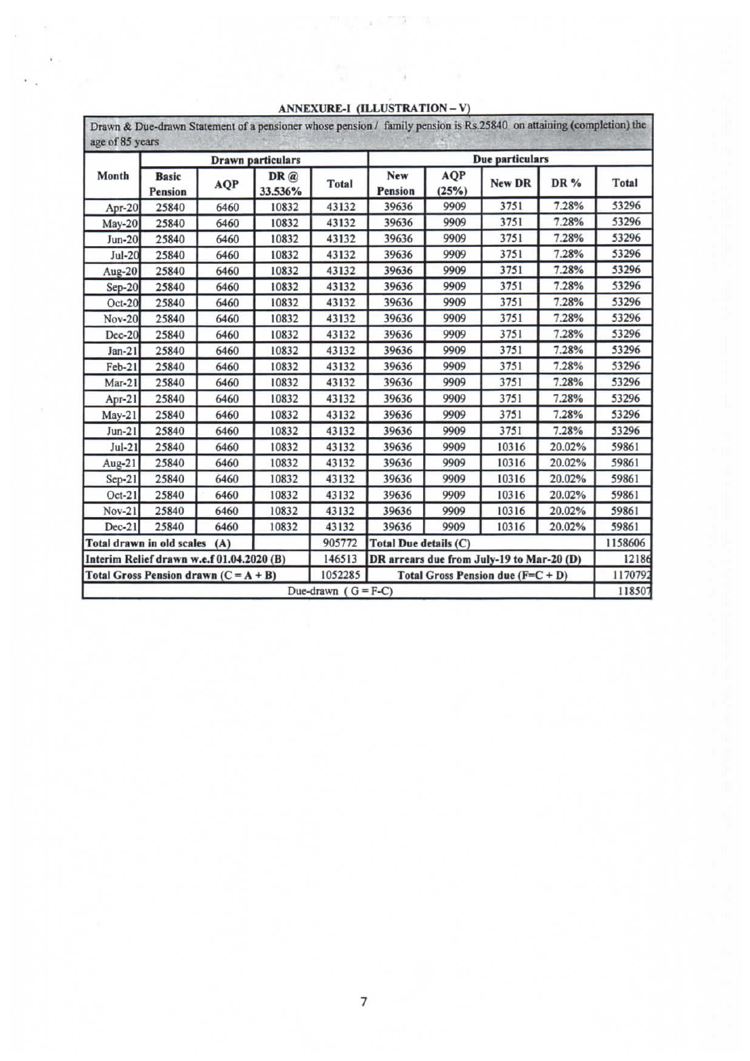## ANNEXURE-I (ILLUSTRATION – V)

Drawn & Due-drawn Statement of a pensioner whose pension / family pension is Rs.25840 on attaining (completion) the age of 85 years

| Month | Drawn particulars | | | | Due particulars | | | | |
|---|---|---|---|---|---|---|---|---|---|
| | Basic Pension | AQP | DR @ 33.536% | Total | New Pension | AQP (25%) | New DR | DR % | Total |
| Apr-20 | 25840 | 6460 | 10832 | 43132 | 39636 | 9909 | 3751 | 7.28% | 53296 |
| May-20 | 25840 | 6460 | 10832 | 43132 | 39636 | 9909 | 3751 | 7.28% | 53296 |
| Jun-20 | 25840 | 6460 | 10832 | 43132 | 39636 | 9909 | 3751 | 7.28% | 53296 |
| Jul-20 | 25840 | 6460 | 10832 | 43132 | 39636 | 9909 | 3751 | 7.28% | 53296 |
| Aug-20 | 25840 | 6460 | 10832 | 43132 | 39636 | 9909 | 3751 | 7.28% | 53296 |
| Sep-20 | 25840 | 6460 | 10832 | 43132 | 39636 | 9909 | 3751 | 7.28% | 53296 |
| Oct-20 | 25840 | 6460 | 10832 | 43132 | 39636 | 9909 | 3751 | 7.28% | 53296 |
| Nov-20 | 25840 | 6460 | 10832 | 43132 | 39636 | 9909 | 3751 | 7.28% | 53296 |
| Dec-20 | 25840 | 6460 | 10832 | 43132 | 39636 | 9909 | 3751 | 7.28% | 53296 |
| Jan-21 | 25840 | 6460 | 10832 | 43132 | 39636 | 9909 | 3751 | 7.28% | 53296 |
| Feb-21 | 25840 | 6460 | 10832 | 43132 | 39636 | 9909 | 3751 | 7.28% | 53296 |
| Mar-21 | 25840 | 6460 | 10832 | 43132 | 39636 | 9909 | 3751 | 7.28% | 53296 |
| Apr-21 | 25840 | 6460 | 10832 | 43132 | 39636 | 9909 | 3751 | 7.28% | 53296 |
| May-21 | 25840 | 6460 | 10832 | 43132 | 39636 | 9909 | 3751 | 7.28% | 53296 |
| Jun-21 | 25840 | 6460 | 10832 | 43132 | 39636 | 9909 | 3751 | 7.28% | 53296 |
| Jul-21 | 25840 | 6460 | 10832 | 43132 | 39636 | 9909 | 10316 | 20.02% | 59861 |
| Aug-21 | 25840 | 6460 | 10832 | 43132 | 39636 | 9909 | 10316 | 20.02% | 59861 |
| Sep-21 | 25840 | 6460 | 10832 | 43132 | 39636 | 9909 | 10316 | 20.02% | 59861 |
| Oct-21 | 25840 | 6460 | 10832 | 43132 | 39636 | 9909 | 10316 | 20.02% | 59861 |
| Nov-21 | 25840 | 6460 | 10832 | 43132 | 39636 | 9909 | 10316 | 20.02% | 59861 |
| Dec-21 | 25840 | 6460 | 10832 | 43132 | 39636 | 9909 | 10316 | 20.02% | 59861 |
| Total drawn in old scales (A) | | | | 905772 | Total Due details (C) | | | | 1158606 |
| Interim Relief drawn w.e.f 01.04.2020 (B) | | | | 146513 | DR arrears due from July-19 to Mar-20 (D) | | | | 12186 |
| Total Gross Pension drawn (C = A + B) | | | | 1052285 | Total Gross Pension due (F=C + D) | | | | 1170792 |
| Due-drawn ( G = F-C) | | | | | | | | | 118507 |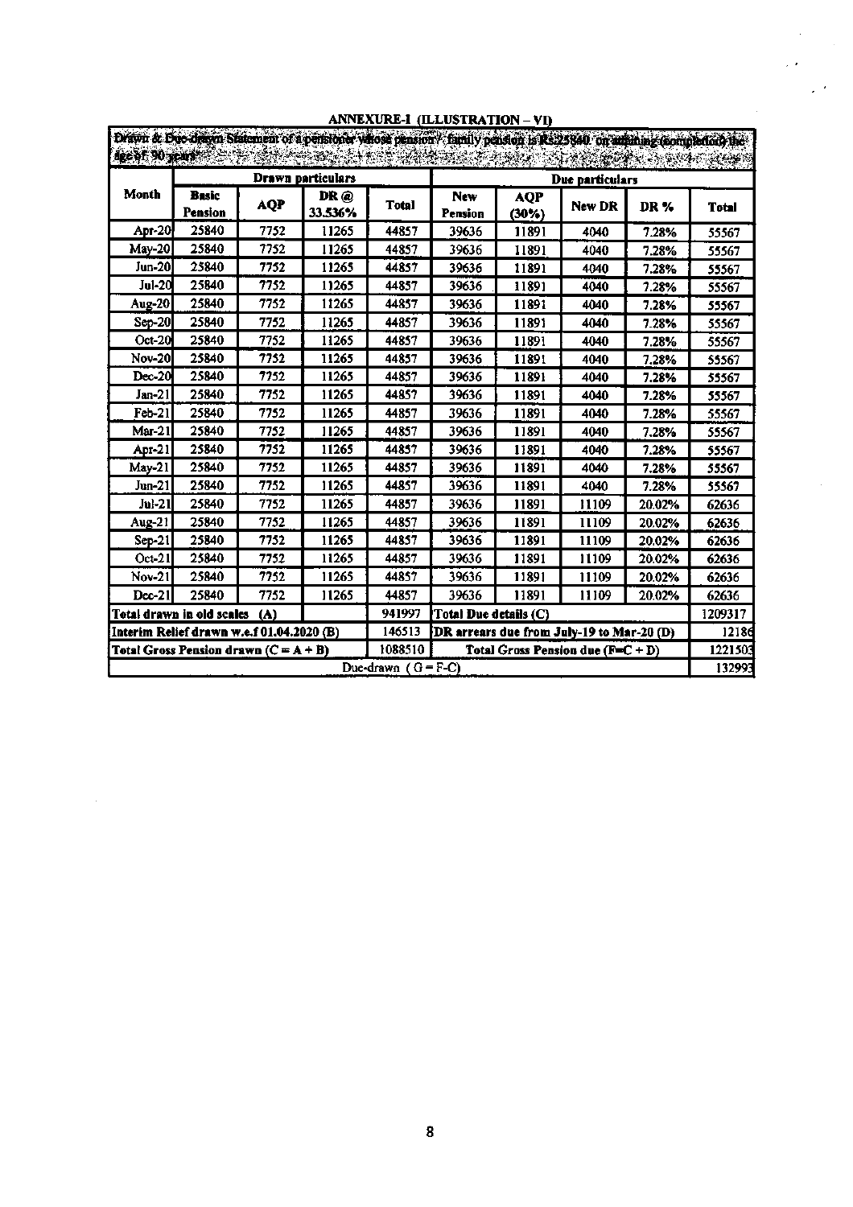## ANNEXURE-I (ILLUSTRATION – VI)

| Drawn & Due-drawn Statement of a pensioner whose pension / family pension is Rs.25840 on attaining (completion) the age of 90 years | | | | | | | | | |
|---|---|---|---|---|---|---|---|---|---|
| **Month** | **Drawn particulars** | | | | **Due particulars** | | | | |
| | **Basic Pension** | **AQP** | **DR @ 33.536%** | **Total** | **New Pension** | **AQP (30%)** | **New DR** | **DR %** | **Total** |
| Apr-20 | 25840 | 7752 | 11265 | 44857 | 39636 | 11891 | 4040 | 7.28% | 55567 |
| May-20 | 25840 | 7752 | 11265 | 44857 | 39636 | 11891 | 4040 | 7.28% | 55567 |
| Jun-20 | 25840 | 7752 | 11265 | 44857 | 39636 | 11891 | 4040 | 7.28% | 55567 |
| Jul-20 | 25840 | 7752 | 11265 | 44857 | 39636 | 11891 | 4040 | 7.28% | 55567 |
| Aug-20 | 25840 | 7752 | 11265 | 44857 | 39636 | 11891 | 4040 | 7.28% | 55567 |
| Sep-20 | 25840 | 7752 | 11265 | 44857 | 39636 | 11891 | 4040 | 7.28% | 55567 |
| Oct-20 | 25840 | 7752 | 11265 | 44857 | 39636 | 11891 | 4040 | 7.28% | 55567 |
| Nov-20 | 25840 | 7752 | 11265 | 44857 | 39636 | 11891 | 4040 | 7.28% | 55567 |
| Dec-20 | 25840 | 7752 | 11265 | 44857 | 39636 | 11891 | 4040 | 7.28% | 55567 |
| Jan-21 | 25840 | 7752 | 11265 | 44857 | 39636 | 11891 | 4040 | 7.28% | 55567 |
| Feb-21 | 25840 | 7752 | 11265 | 44857 | 39636 | 11891 | 4040 | 7.28% | 55567 |
| Mar-21 | 25840 | 7752 | 11265 | 44857 | 39636 | 11891 | 4040 | 7.28% | 55567 |
| Apr-21 | 25840 | 7752 | 11265 | 44857 | 39636 | 11891 | 4040 | 7.28% | 55567 |
| May-21 | 25840 | 7752 | 11265 | 44857 | 39636 | 11891 | 4040 | 7.28% | 55567 |
| Jun-21 | 25840 | 7752 | 11265 | 44857 | 39636 | 11891 | 4040 | 7.28% | 55567 |
| Jul-21 | 25840 | 7752 | 11265 | 44857 | 39636 | 11891 | 11109 | 20.02% | 62636 |
| Aug-21 | 25840 | 7752 | 11265 | 44857 | 39636 | 11891 | 11109 | 20.02% | 62636 |
| Sep-21 | 25840 | 7752 | 11265 | 44857 | 39636 | 11891 | 11109 | 20.02% | 62636 |
| Oct-21 | 25840 | 7752 | 11265 | 44857 | 39636 | 11891 | 11109 | 20.02% | 62636 |
| Nov-21 | 25840 | 7752 | 11265 | 44857 | 39636 | 11891 | 11109 | 20.02% | 62636 |
| Dec-21 | 25840 | 7752 | 11265 | 44857 | 39636 | 11891 | 11109 | 20.02% | 62636 |
| **Total drawn in old scales (A)** | | | | 941997 | **Total Due details (C)** | | | | 1209317 |
| **Interim Relief drawn w.e.f 01.04.2020 (B)** | | | | 146513 | **DR arrears due from July-19 to Mar-20 (D)** | | | | 12186 |
| **Total Gross Pension drawn (C = A + B)** | | | | 1088510 | **Total Gross Pension due (F=C + D)** | | | | 1221503 |
| Due-drawn ( G = F-C) | | | | | | | | | 132993 |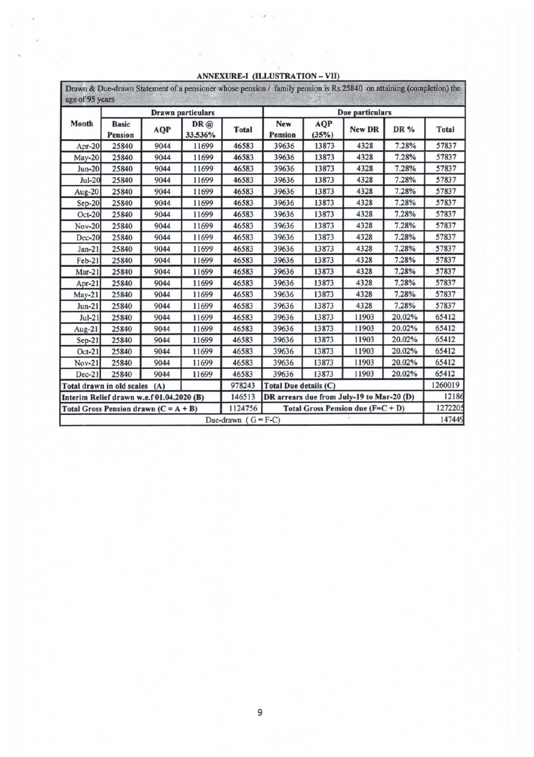## ANNEXURE-I (ILLUSTRATION – VII)

| Drawn & Due-drawn Statement of a pensioner whose pension / family pension is Rs.25840 on attaining (completion) the age of 95 years | | | | | | | | | |
|---|---|---|---|---|---|---|---|---|---|
| Month | Drawn particulars | | | | Due particulars | | | | |
| | Basic Pension | AQP | DR @ 33.536% | Total | New Pension | AQP (35%) | New DR | DR % | Total |
| Apr-20 | 25840 | 9044 | 11699 | 46583 | 39636 | 13873 | 4328 | 7.28% | 57837 |
| May-20 | 25840 | 9044 | 11699 | 46583 | 39636 | 13873 | 4328 | 7.28% | 57837 |
| Jun-20 | 25840 | 9044 | 11699 | 46583 | 39636 | 13873 | 4328 | 7.28% | 57837 |
| Jul-20 | 25840 | 9044 | 11699 | 46583 | 39636 | 13873 | 4328 | 7.28% | 57837 |
| Aug-20 | 25840 | 9044 | 11699 | 46583 | 39636 | 13873 | 4328 | 7.28% | 57837 |
| Sep-20 | 25840 | 9044 | 11699 | 46583 | 39636 | 13873 | 4328 | 7.28% | 57837 |
| Oct-20 | 25840 | 9044 | 11699 | 46583 | 39636 | 13873 | 4328 | 7.28% | 57837 |
| Nov-20 | 25840 | 9044 | 11699 | 46583 | 39636 | 13873 | 4328 | 7.28% | 57837 |
| Dec-20 | 25840 | 9044 | 11699 | 46583 | 39636 | 13873 | 4328 | 7.28% | 57837 |
| Jan-21 | 25840 | 9044 | 11699 | 46583 | 39636 | 13873 | 4328 | 7.28% | 57837 |
| Feb-21 | 25840 | 9044 | 11699 | 46583 | 39636 | 13873 | 4328 | 7.28% | 57837 |
| Mar-21 | 25840 | 9044 | 11699 | 46583 | 39636 | 13873 | 4328 | 7.28% | 57837 |
| Apr-21 | 25840 | 9044 | 11699 | 46583 | 39636 | 13873 | 4328 | 7.28% | 57837 |
| May-21 | 25840 | 9044 | 11699 | 46583 | 39636 | 13873 | 4328 | 7.28% | 57837 |
| Jun-21 | 25840 | 9044 | 11699 | 46583 | 39636 | 13873 | 4328 | 7.28% | 57837 |
| Jul-21 | 25840 | 9044 | 11699 | 46583 | 39636 | 13873 | 11903 | 20.02% | 65412 |
| Aug-21 | 25840 | 9044 | 11699 | 46583 | 39636 | 13873 | 11903 | 20.02% | 65412 |
| Sep-21 | 25840 | 9044 | 11699 | 46583 | 39636 | 13873 | 11903 | 20.02% | 65412 |
| Oct-21 | 25840 | 9044 | 11699 | 46583 | 39636 | 13873 | 11903 | 20.02% | 65412 |
| Nov-21 | 25840 | 9044 | 11699 | 46583 | 39636 | 13873 | 11903 | 20.02% | 65412 |
| Dec-21 | 25840 | 9044 | 11699 | 46583 | 39636 | 13873 | 11903 | 20.02% | 65412 |
| Total drawn in old scales (A) | | | | 978243 | Total Due details (C) | | | | 1260019 |
| Interim Relief drawn w.e.f 01.04.2020 (B) | | | | 146513 | DR arrears due from July-19 to Mar-20 (D) | | | | 12186 |
| Total Gross Pension drawn (C = A + B) | | | | 1124756 | Total Gross Pension due (F=C + D) | | | | 1272205 |
| Due-drawn ( G = F-C) | | | | | | | | | 147449 |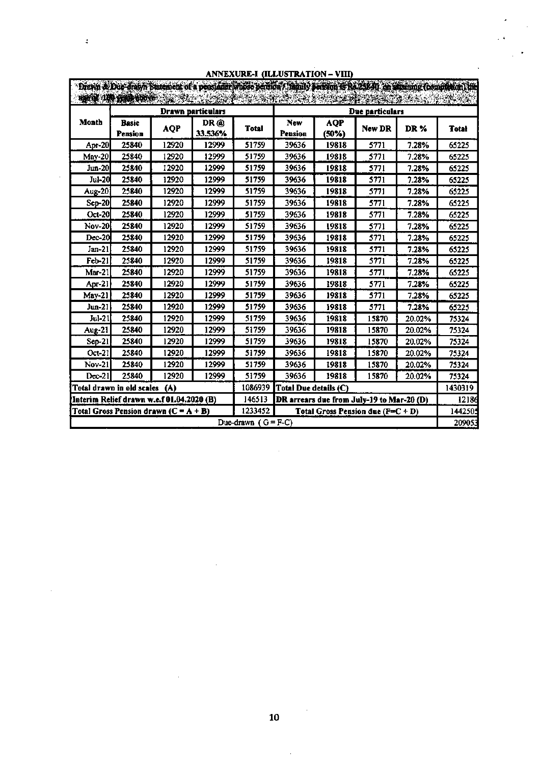## ANNEXURE-I (ILLUSTRATION – VIII)

Drawn & Due drawn Statement of a pensioner whose pension / family pension is Rs.25840 on attaining (completion) the age of 100 years above

| Month | Drawn particulars | | | | Due particulars | | | | |
|---|---|---|---|---|---|---|---|---|---|
| | Basic Pension | AQP | DR @ 33.536% | Total | New Pension | AQP (50%) | New DR | DR % | Total |
| Apr-20 | 25840 | 12920 | 12999 | 51759 | 39636 | 19818 | 5771 | 7.28% | 65225 |
| May-20 | 25840 | 12920 | 12999 | 51759 | 39636 | 19818 | 5771 | 7.28% | 65225 |
| Jun-20 | 25840 | 12920 | 12999 | 51759 | 39636 | 19818 | 5771 | 7.28% | 65225 |
| Jul-20 | 25840 | 12920 | 12999 | 51759 | 39636 | 19818 | 5771 | 7.28% | 65225 |
| Aug-20 | 25840 | 12920 | 12999 | 51759 | 39636 | 19818 | 5771 | 7.28% | 65225 |
| Sep-20 | 25840 | 12920 | 12999 | 51759 | 39636 | 19818 | 5771 | 7.28% | 65225 |
| Oct-20 | 25840 | 12920 | 12999 | 51759 | 39636 | 19818 | 5771 | 7.28% | 65225 |
| Nov-20 | 25840 | 12920 | 12999 | 51759 | 39636 | 19818 | 5771 | 7.28% | 65225 |
| Dec-20 | 25840 | 12920 | 12999 | 51759 | 39636 | 19818 | 5771 | 7.28% | 65225 |
| Jan-21 | 25840 | 12920 | 12999 | 51759 | 39636 | 19818 | 5771 | 7.28% | 65225 |
| Feb-21 | 25840 | 12920 | 12999 | 51759 | 39636 | 19818 | 5771 | 7.28% | 65225 |
| Mar-21 | 25840 | 12920 | 12999 | 51759 | 39636 | 19818 | 5771 | 7.28% | 65225 |
| Apr-21 | 25840 | 12920 | 12999 | 51759 | 39636 | 19818 | 5771 | 7.28% | 65225 |
| May-21 | 25840 | 12920 | 12999 | 51759 | 39636 | 19818 | 5771 | 7.28% | 65225 |
| Jun-21 | 25840 | 12920 | 12999 | 51759 | 39636 | 19818 | 5771 | 7.28% | 65225 |
| Jul-21 | 25840 | 12920 | 12999 | 51759 | 39636 | 19818 | 15870 | 20.02% | 75324 |
| Aug-21 | 25840 | 12920 | 12999 | 51759 | 39636 | 19818 | 15870 | 20.02% | 75324 |
| Sep-21 | 25840 | 12920 | 12999 | 51759 | 39636 | 19818 | 15870 | 20.02% | 75324 |
| Oct-21 | 25840 | 12920 | 12999 | 51759 | 39636 | 19818 | 15870 | 20.02% | 75324 |
| Nov-21 | 25840 | 12920 | 12999 | 51759 | 39636 | 19818 | 15870 | 20.02% | 75324 |
| Dec-21 | 25840 | 12920 | 12999 | 51759 | 39636 | 19818 | 15870 | 20.02% | 75324 |
| Total drawn in old scales (A) | | | | 1086939 | Total Due details (C) | | | | 1430319 |
| Interim Relief drawn w.e.f 01.04.2020 (B) | | | | 146513 | DR arrears due from July-19 to Mar-20 (D) | | | | 12186 |
| Total Gross Pension drawn (C = A + B) | | | | 1233452 | Total Gross Pension due (F=C + D) | | | | 1442505 |
| Due-drawn ( G = F-C) | | | | | | | | | 209053 |